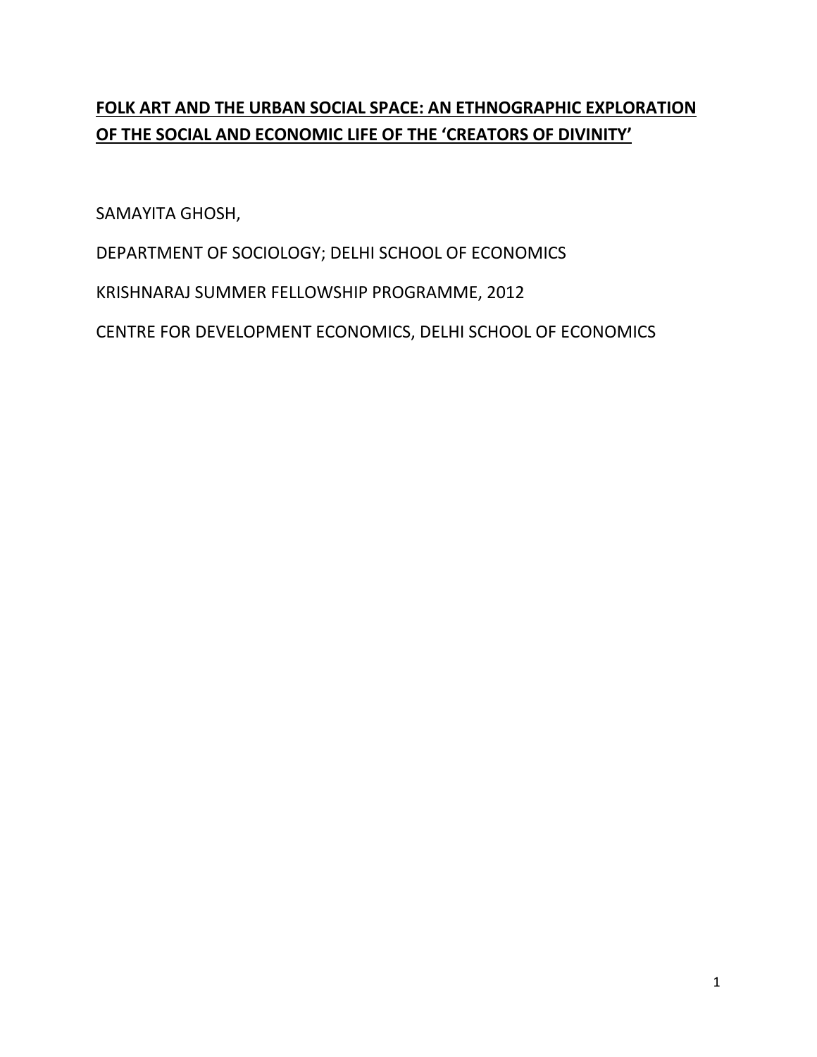# FOLK ART AND THE URBAN SOCIAL SPACE: AN ETHNOGRAPHIC EXPLORATION OF THE SOCIAL AND ECONOMIC LIFE OF THE 'CREATORS OF DIVINITY'

SAMAYITA GHOSH,

DEPARTMENT OF SOCIOLOGY; DELHI SCHOOL OF ECONOMICS

KRISHNARAJ SUMMER FELLOWSHIP PROGRAMME, 2012

CENTRE FOR DEVELOPMENT ECONOMICS, DELHI SCHOOL OF ECONOMICS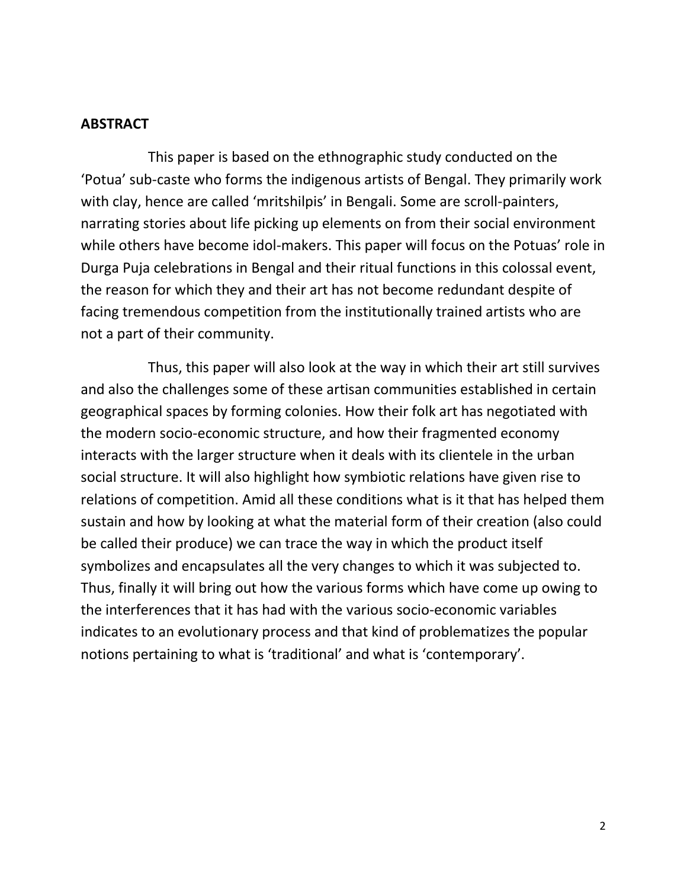**ABSTRACT**

This paper is based on the ethnographic study conducted on the 'Potua' sub-caste who forms the indigenous artists of Bengal. They primarily work with clay, hence are called 'mritshilpis' in Bengali. Some are scroll-painters, narrating stories about life picking up elements on from their social environment while others have become idol-makers. This paper will focus on the Potuas' role in Durga Puja celebrations in Bengal and their ritual functions in this colossal event, the reason for which they and their art has not become redundant despite of facing tremendous competition from the institutionally trained artists who are not a part of their community.

Thus, this paper will also look at the way in which their art still survives and also the challenges some of these artisan communities established in certain geographical spaces by forming colonies. How their folk art has negotiated with the modern socio-economic structure, and how their fragmented economy interacts with the larger structure when it deals with its clientele in the urban social structure. It will also highlight how symbiotic relations have given rise to relations of competition. Amid all these conditions what is it that has helped them sustain and how by looking at what the material form of their creation (also could be called their produce) we can trace the way in which the product itself symbolizes and encapsulates all the very changes to which it was subjected to. Thus, finally it will bring out how the various forms which have come up owing to the interferences that it has had with the various socio-economic variables indicates to an evolutionary process and that kind of problematizes the popular notions pertaining to what is 'traditional' and what is 'contemporary'.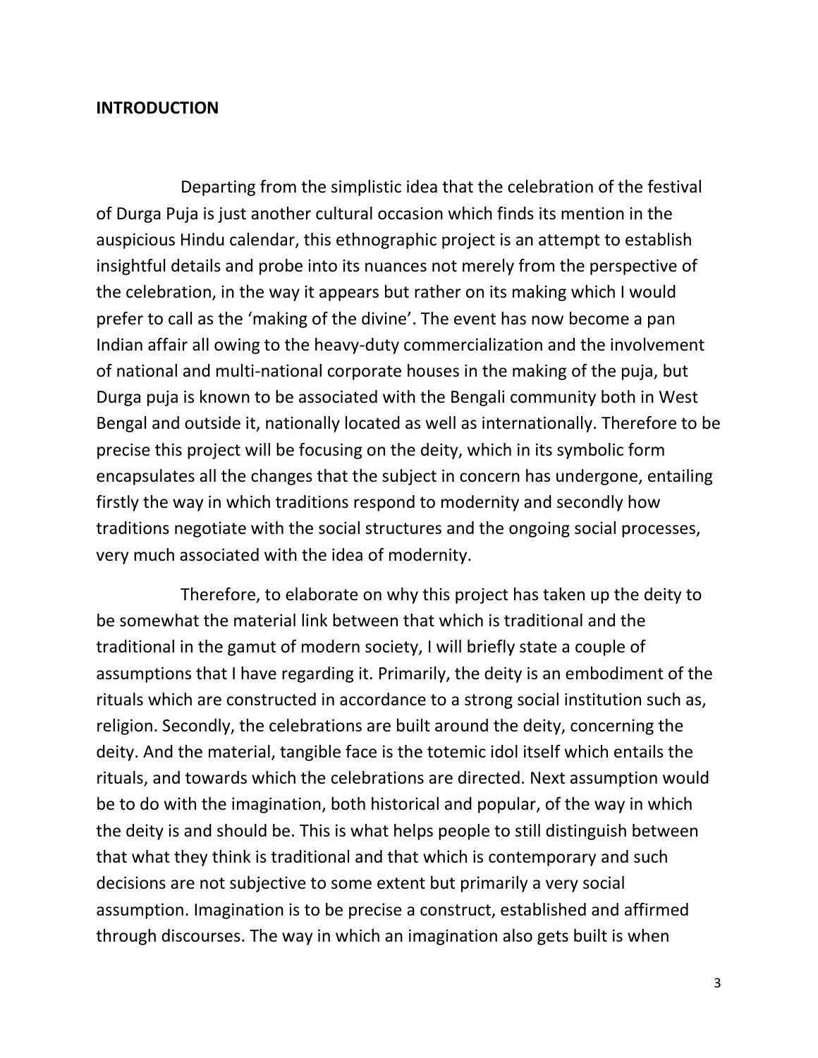**INTRODUCTION**

Departing from the simplistic idea that the celebration of the festival of Durga Puja is just another cultural occasion which finds its mention in the auspicious Hindu calendar, this ethnographic project is an attempt to establish insightful details and probe into its nuances not merely from the perspective of the celebration, in the way it appears but rather on its making which I would prefer to call as the 'making of the divine'. The event has now become a pan Indian affair all owing to the heavy-duty commercialization and the involvement of national and multi-national corporate houses in the making of the puja, but Durga puja is known to be associated with the Bengali community both in West Bengal and outside it, nationally located as well as internationally. Therefore to be precise this project will be focusing on the deity, which in its symbolic form encapsulates all the changes that the subject in concern has undergone, entailing firstly the way in which traditions respond to modernity and secondly how traditions negotiate with the social structures and the ongoing social processes, very much associated with the idea of modernity.

Therefore, to elaborate on why this project has taken up the deity to be somewhat the material link between that which is traditional and the traditional in the gamut of modern society, I will briefly state a couple of assumptions that I have regarding it. Primarily, the deity is an embodiment of the rituals which are constructed in accordance to a strong social institution such as, religion. Secondly, the celebrations are built around the deity, concerning the deity. And the material, tangible face is the totemic idol itself which entails the rituals, and towards which the celebrations are directed. Next assumption would be to do with the imagination, both historical and popular, of the way in which the deity is and should be. This is what helps people to still distinguish between that what they think is traditional and that which is contemporary and such decisions are not subjective to some extent but primarily a very social assumption. Imagination is to be precise a construct, established and affirmed through discourses. The way in which an imagination also gets built is when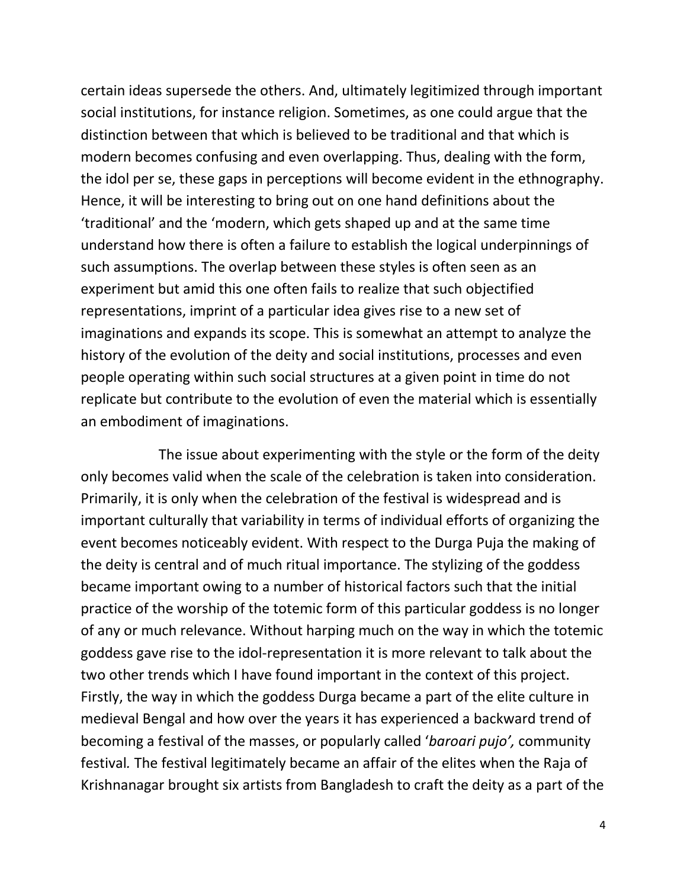certain ideas supersede the others. And, ultimately legitimized through important social institutions, for instance religion. Sometimes, as one could argue that the distinction between that which is believed to be traditional and that which is modern becomes confusing and even overlapping. Thus, dealing with the form, the idol per se, these gaps in perceptions will become evident in the ethnography. Hence, it will be interesting to bring out on one hand definitions about the 'traditional' and the 'modern, which gets shaped up and at the same time understand how there is often a failure to establish the logical underpinnings of such assumptions. The overlap between these styles is often seen as an experiment but amid this one often fails to realize that such objectified representations, imprint of a particular idea gives rise to a new set of imaginations and expands its scope. This is somewhat an attempt to analyze the history of the evolution of the deity and social institutions, processes and even people operating within such social structures at a given point in time do not replicate but contribute to the evolution of even the material which is essentially an embodiment of imaginations.

The issue about experimenting with the style or the form of the deity only becomes valid when the scale of the celebration is taken into consideration. Primarily, it is only when the celebration of the festival is widespread and is important culturally that variability in terms of individual efforts of organizing the event becomes noticeably evident. With respect to the Durga Puja the making of the deity is central and of much ritual importance. The stylizing of the goddess became important owing to a number of historical factors such that the initial practice of the worship of the totemic form of this particular goddess is no longer of any or much relevance. Without harping much on the way in which the totemic goddess gave rise to the idol-representation it is more relevant to talk about the two other trends which I have found important in the context of this project. Firstly, the way in which the goddess Durga became a part of the elite culture in medieval Bengal and how over the years it has experienced a backward trend of becoming a festival of the masses, or popularly called '*baroari pujo',* community festival*.* The festival legitimately became an affair of the elites when the Raja of Krishnanagar brought six artists from Bangladesh to craft the deity as a part of the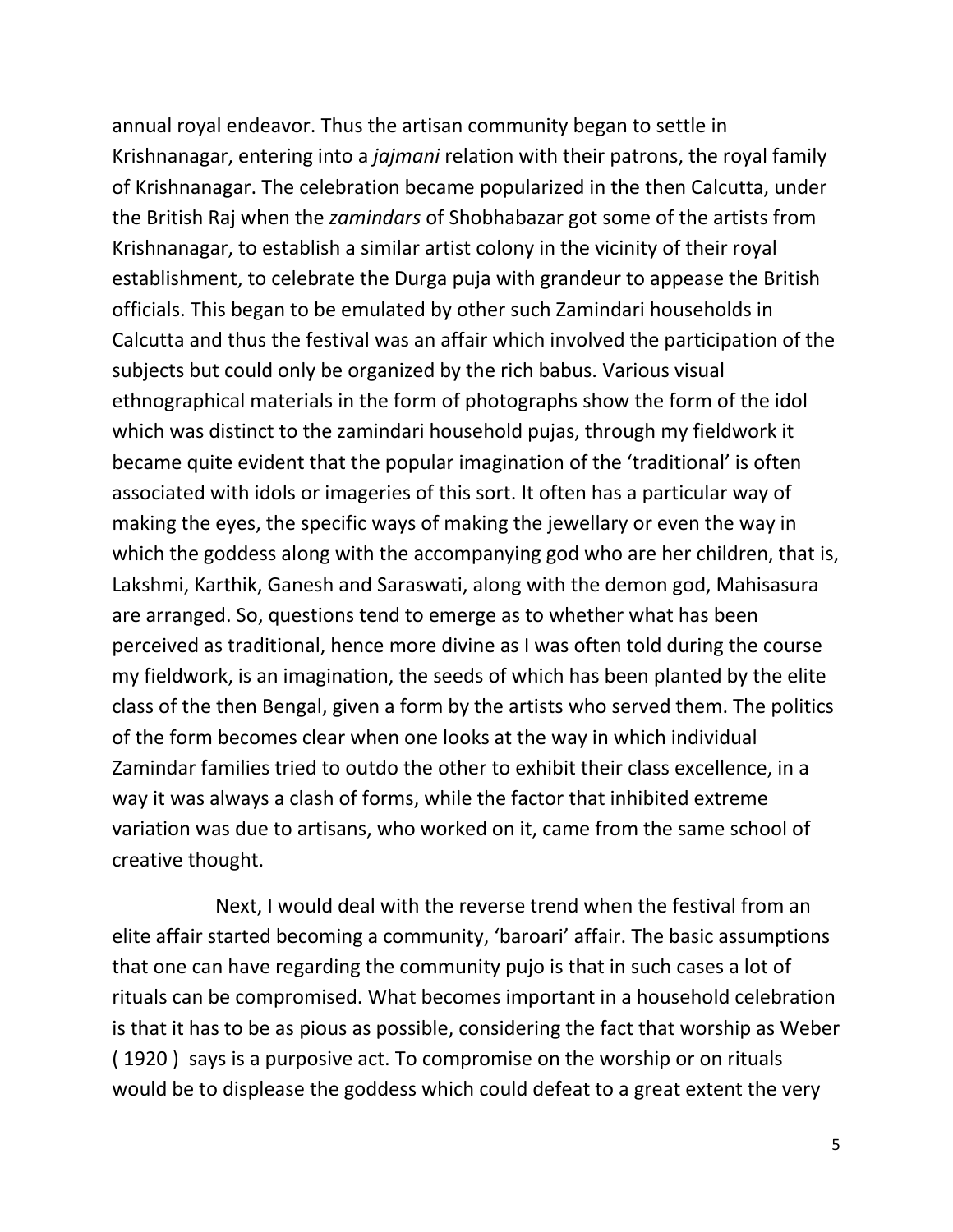annual royal endeavor. Thus the artisan community began to settle in Krishnanagar, entering into a *jajmani* relation with their patrons, the royal family of Krishnanagar. The celebration became popularized in the then Calcutta, under the British Raj when the *zamindars* of Shobhabazar got some of the artists from Krishnanagar, to establish a similar artist colony in the vicinity of their royal establishment, to celebrate the Durga puja with grandeur to appease the British officials. This began to be emulated by other such Zamindari households in Calcutta and thus the festival was an affair which involved the participation of the subjects but could only be organized by the rich babus. Various visual ethnographical materials in the form of photographs show the form of the idol which was distinct to the zamindari household pujas, through my fieldwork it became quite evident that the popular imagination of the 'traditional' is often associated with idols or imageries of this sort. It often has a particular way of making the eyes, the specific ways of making the jewellary or even the way in which the goddess along with the accompanying god who are her children, that is, Lakshmi, Karthik, Ganesh and Saraswati, along with the demon god, Mahisasura are arranged. So, questions tend to emerge as to whether what has been perceived as traditional, hence more divine as I was often told during the course my fieldwork, is an imagination, the seeds of which has been planted by the elite class of the then Bengal, given a form by the artists who served them. The politics of the form becomes clear when one looks at the way in which individual Zamindar families tried to outdo the other to exhibit their class excellence, in a way it was always a clash of forms, while the factor that inhibited extreme variation was due to artisans, who worked on it, came from the same school of creative thought.

Next, I would deal with the reverse trend when the festival from an elite affair started becoming a community, 'baroari' affair. The basic assumptions that one can have regarding the community pujo is that in such cases a lot of rituals can be compromised. What becomes important in a household celebration is that it has to be as pious as possible, considering the fact that worship as Weber ( 1920 ) says is a purposive act. To compromise on the worship or on rituals would be to displease the goddess which could defeat to a great extent the very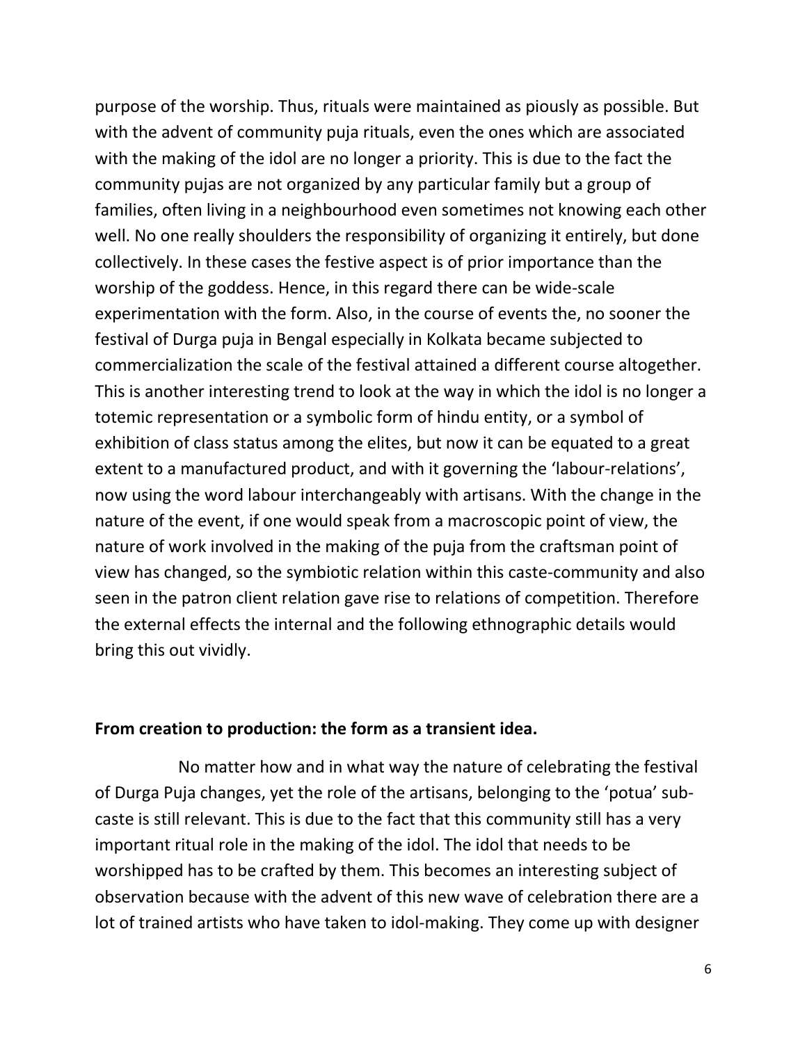purpose of the worship. Thus, rituals were maintained as piously as possible. But with the advent of community puja rituals, even the ones which are associated with the making of the idol are no longer a priority. This is due to the fact the community pujas are not organized by any particular family but a group of families, often living in a neighbourhood even sometimes not knowing each other well. No one really shoulders the responsibility of organizing it entirely, but done collectively. In these cases the festive aspect is of prior importance than the worship of the goddess. Hence, in this regard there can be wide-scale experimentation with the form. Also, in the course of events the, no sooner the festival of Durga puja in Bengal especially in Kolkata became subjected to commercialization the scale of the festival attained a different course altogether. This is another interesting trend to look at the way in which the idol is no longer a totemic representation or a symbolic form of hindu entity, or a symbol of exhibition of class status among the elites, but now it can be equated to a great extent to a manufactured product, and with it governing the 'labour-relations', now using the word labour interchangeably with artisans. With the change in the nature of the event, if one would speak from a macroscopic point of view, the nature of work involved in the making of the puja from the craftsman point of view has changed, so the symbiotic relation within this caste-community and also seen in the patron client relation gave rise to relations of competition. Therefore the external effects the internal and the following ethnographic details would bring this out vividly.

**From creation to production: the form as a transient idea.**

No matter how and in what way the nature of celebrating the festival of Durga Puja changes, yet the role of the artisans, belonging to the 'potua' sub-caste is still relevant. This is due to the fact that this community still has a very important ritual role in the making of the idol. The idol that needs to be worshipped has to be crafted by them. This becomes an interesting subject of observation because with the advent of this new wave of celebration there are a lot of trained artists who have taken to idol-making. They come up with designer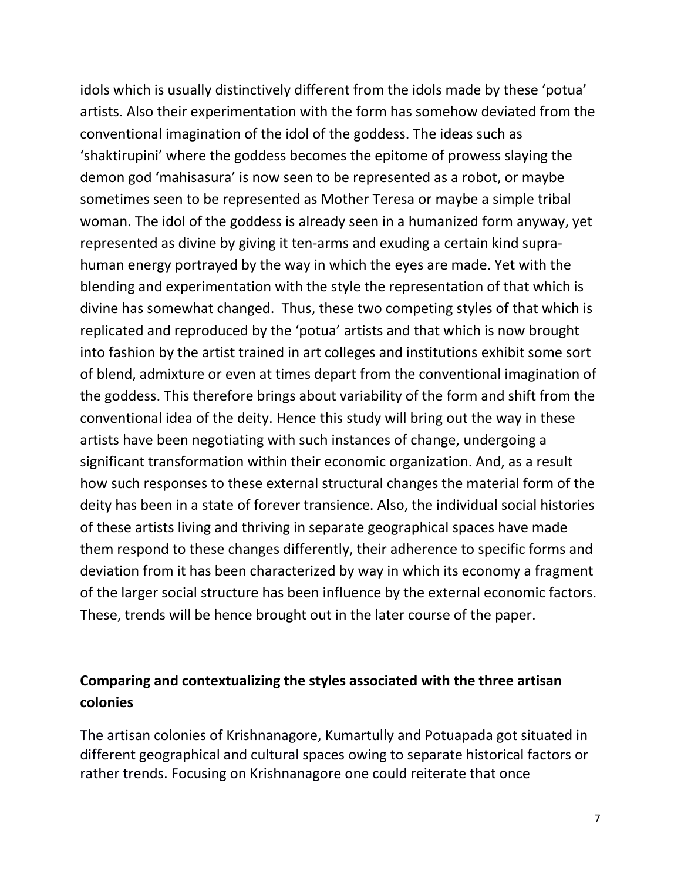idols which is usually distinctively different from the idols made by these 'potua' artists. Also their experimentation with the form has somehow deviated from the conventional imagination of the idol of the goddess. The ideas such as 'shaktirupini' where the goddess becomes the epitome of prowess slaying the demon god 'mahisasura' is now seen to be represented as a robot, or maybe sometimes seen to be represented as Mother Teresa or maybe a simple tribal woman. The idol of the goddess is already seen in a humanized form anyway, yet represented as divine by giving it ten-arms and exuding a certain kind supra-human energy portrayed by the way in which the eyes are made. Yet with the blending and experimentation with the style the representation of that which is divine has somewhat changed. Thus, these two competing styles of that which is replicated and reproduced by the 'potua' artists and that which is now brought into fashion by the artist trained in art colleges and institutions exhibit some sort of blend, admixture or even at times depart from the conventional imagination of the goddess. This therefore brings about variability of the form and shift from the conventional idea of the deity. Hence this study will bring out the way in these artists have been negotiating with such instances of change, undergoing a significant transformation within their economic organization. And, as a result how such responses to these external structural changes the material form of the deity has been in a state of forever transience. Also, the individual social histories of these artists living and thriving in separate geographical spaces have made them respond to these changes differently, their adherence to specific forms and deviation from it has been characterized by way in which its economy a fragment of the larger social structure has been influence by the external economic factors. These, trends will be hence brought out in the later course of the paper.

## Comparing and contextualizing the styles associated with the three artisan colonies

The artisan colonies of Krishnanagore, Kumartully and Potuapada got situated in different geographical and cultural spaces owing to separate historical factors or rather trends. Focusing on Krishnanagore one could reiterate that once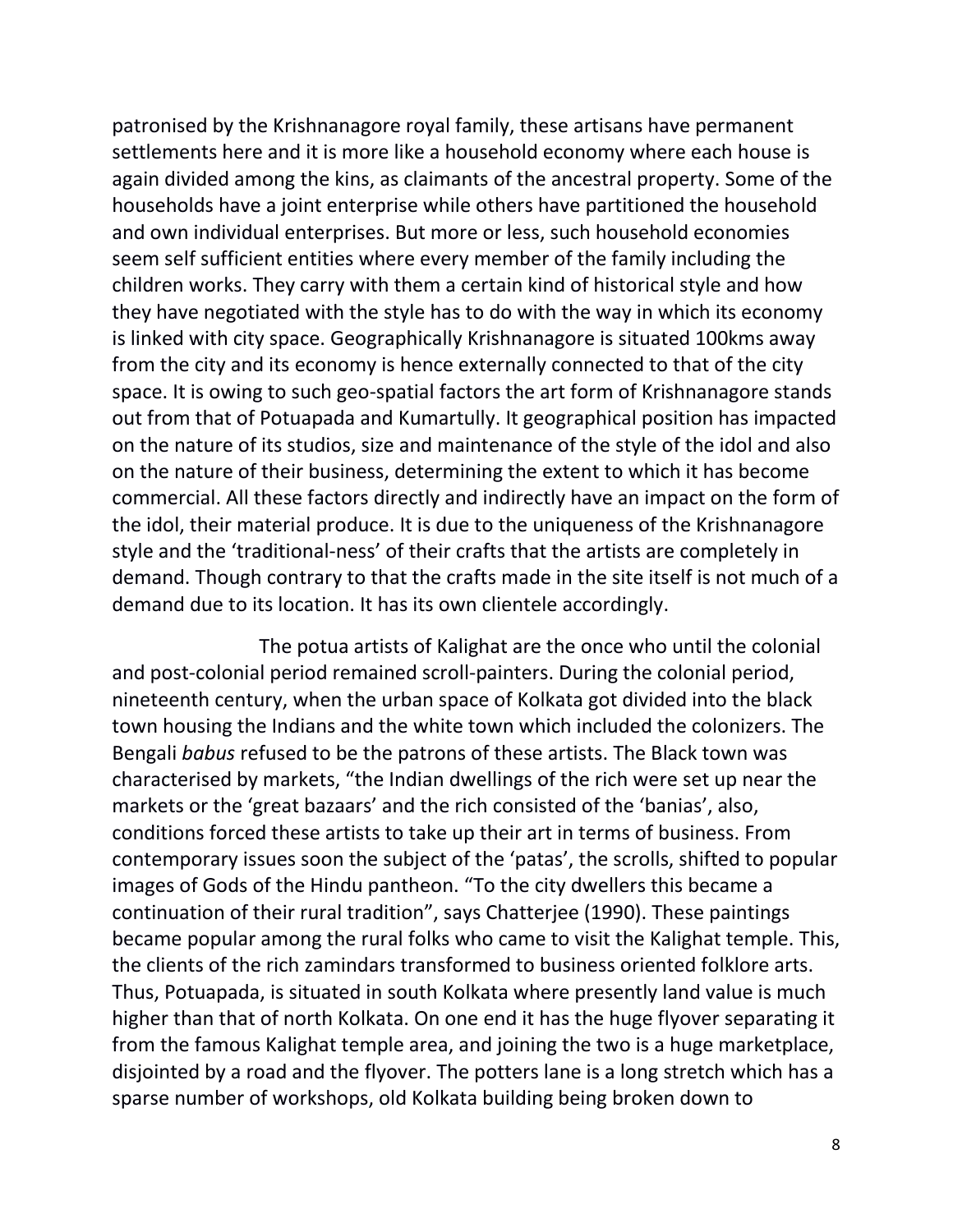patronised by the Krishnanagore royal family, these artisans have permanent settlements here and it is more like a household economy where each house is again divided among the kins, as claimants of the ancestral property. Some of the households have a joint enterprise while others have partitioned the household and own individual enterprises. But more or less, such household economies seem self sufficient entities where every member of the family including the children works. They carry with them a certain kind of historical style and how they have negotiated with the style has to do with the way in which its economy is linked with city space. Geographically Krishnanagore is situated 100kms away from the city and its economy is hence externally connected to that of the city space. It is owing to such geo-spatial factors the art form of Krishnanagore stands out from that of Potuapada and Kumartully. It geographical position has impacted on the nature of its studios, size and maintenance of the style of the idol and also on the nature of their business, determining the extent to which it has become commercial. All these factors directly and indirectly have an impact on the form of the idol, their material produce. It is due to the uniqueness of the Krishnanagore style and the 'traditional-ness' of their crafts that the artists are completely in demand. Though contrary to that the crafts made in the site itself is not much of a demand due to its location. It has its own clientele accordingly.

The potua artists of Kalighat are the once who until the colonial and post-colonial period remained scroll-painters. During the colonial period, nineteenth century, when the urban space of Kolkata got divided into the black town housing the Indians and the white town which included the colonizers. The Bengali *babus* refused to be the patrons of these artists. The Black town was characterised by markets, "the Indian dwellings of the rich were set up near the markets or the 'great bazaars' and the rich consisted of the 'banias', also, conditions forced these artists to take up their art in terms of business. From contemporary issues soon the subject of the 'patas', the scrolls, shifted to popular images of Gods of the Hindu pantheon. "To the city dwellers this became a continuation of their rural tradition", says Chatterjee (1990). These paintings became popular among the rural folks who came to visit the Kalighat temple. This, the clients of the rich zamindars transformed to business oriented folklore arts. Thus, Potuapada, is situated in south Kolkata where presently land value is much higher than that of north Kolkata. On one end it has the huge flyover separating it from the famous Kalighat temple area, and joining the two is a huge marketplace, disjointed by a road and the flyover. The potters lane is a long stretch which has a sparse number of workshops, old Kolkata building being broken down to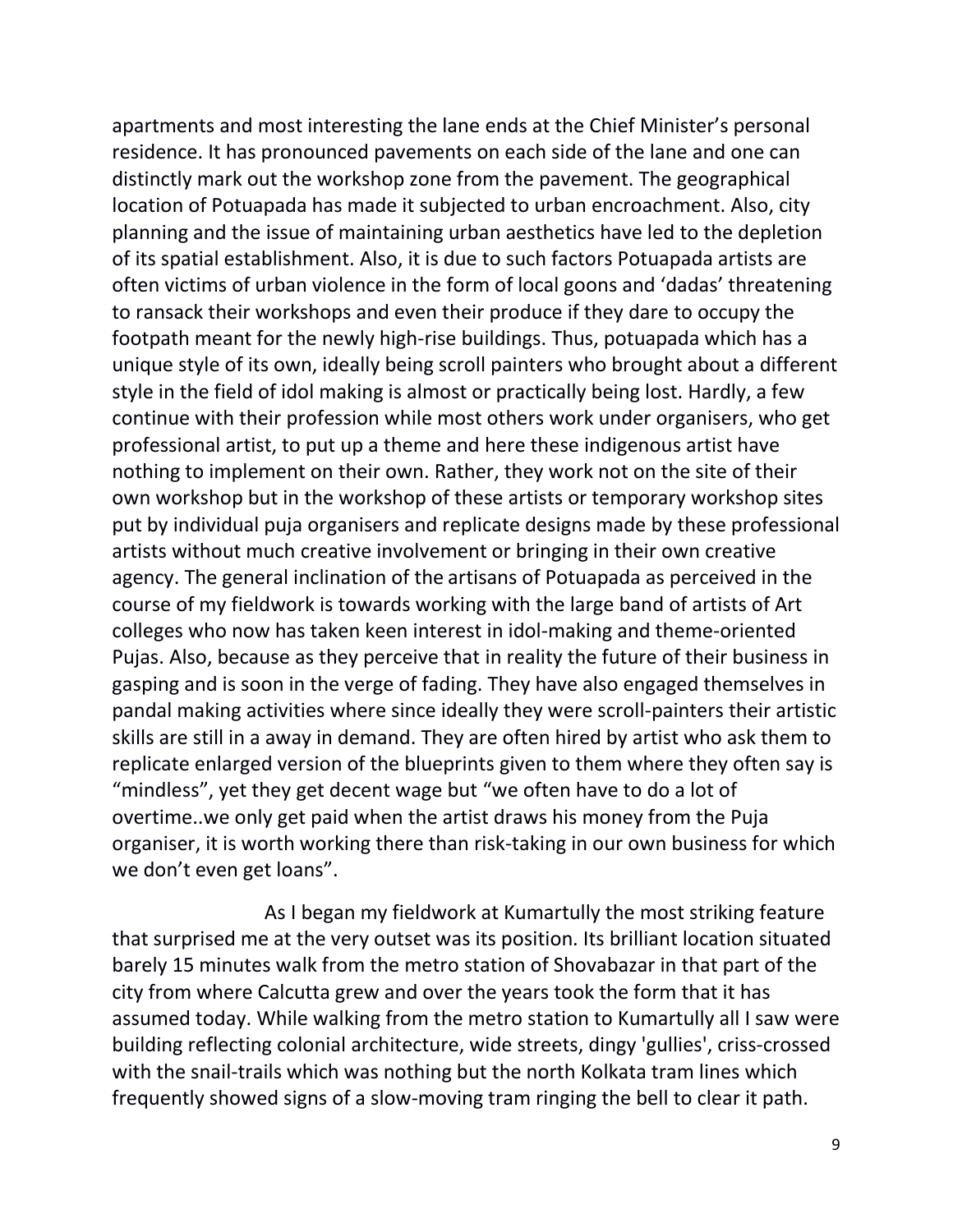apartments and most interesting the lane ends at the Chief Minister's personal residence. It has pronounced pavements on each side of the lane and one can distinctly mark out the workshop zone from the pavement. The geographical location of Potuapada has made it subjected to urban encroachment. Also, city planning and the issue of maintaining urban aesthetics have led to the depletion of its spatial establishment. Also, it is due to such factors Potuapada artists are often victims of urban violence in the form of local goons and 'dadas' threatening to ransack their workshops and even their produce if they dare to occupy the footpath meant for the newly high-rise buildings. Thus, potuapada which has a unique style of its own, ideally being scroll painters who brought about a different style in the field of idol making is almost or practically being lost. Hardly, a few continue with their profession while most others work under organisers, who get professional artist, to put up a theme and here these indigenous artist have nothing to implement on their own. Rather, they work not on the site of their own workshop but in the workshop of these artists or temporary workshop sites put by individual puja organisers and replicate designs made by these professional artists without much creative involvement or bringing in their own creative agency. The general inclination of the artisans of Potuapada as perceived in the course of my fieldwork is towards working with the large band of artists of Art colleges who now has taken keen interest in idol-making and theme-oriented Pujas. Also, because as they perceive that in reality the future of their business in gasping and is soon in the verge of fading. They have also engaged themselves in pandal making activities where since ideally they were scroll-painters their artistic skills are still in a away in demand. They are often hired by artist who ask them to replicate enlarged version of the blueprints given to them where they often say is "mindless", yet they get decent wage but "we often have to do a lot of overtime..we only get paid when the artist draws his money from the Puja organiser, it is worth working there than risk-taking in our own business for which we don't even get loans".

As I began my fieldwork at Kumartully the most striking feature that surprised me at the very outset was its position. Its brilliant location situated barely 15 minutes walk from the metro station of Shovabazar in that part of the city from where Calcutta grew and over the years took the form that it has assumed today. While walking from the metro station to Kumartully all I saw were building reflecting colonial architecture, wide streets, dingy 'gullies', criss-crossed with the snail-trails which was nothing but the north Kolkata tram lines which frequently showed signs of a slow-moving tram ringing the bell to clear it path.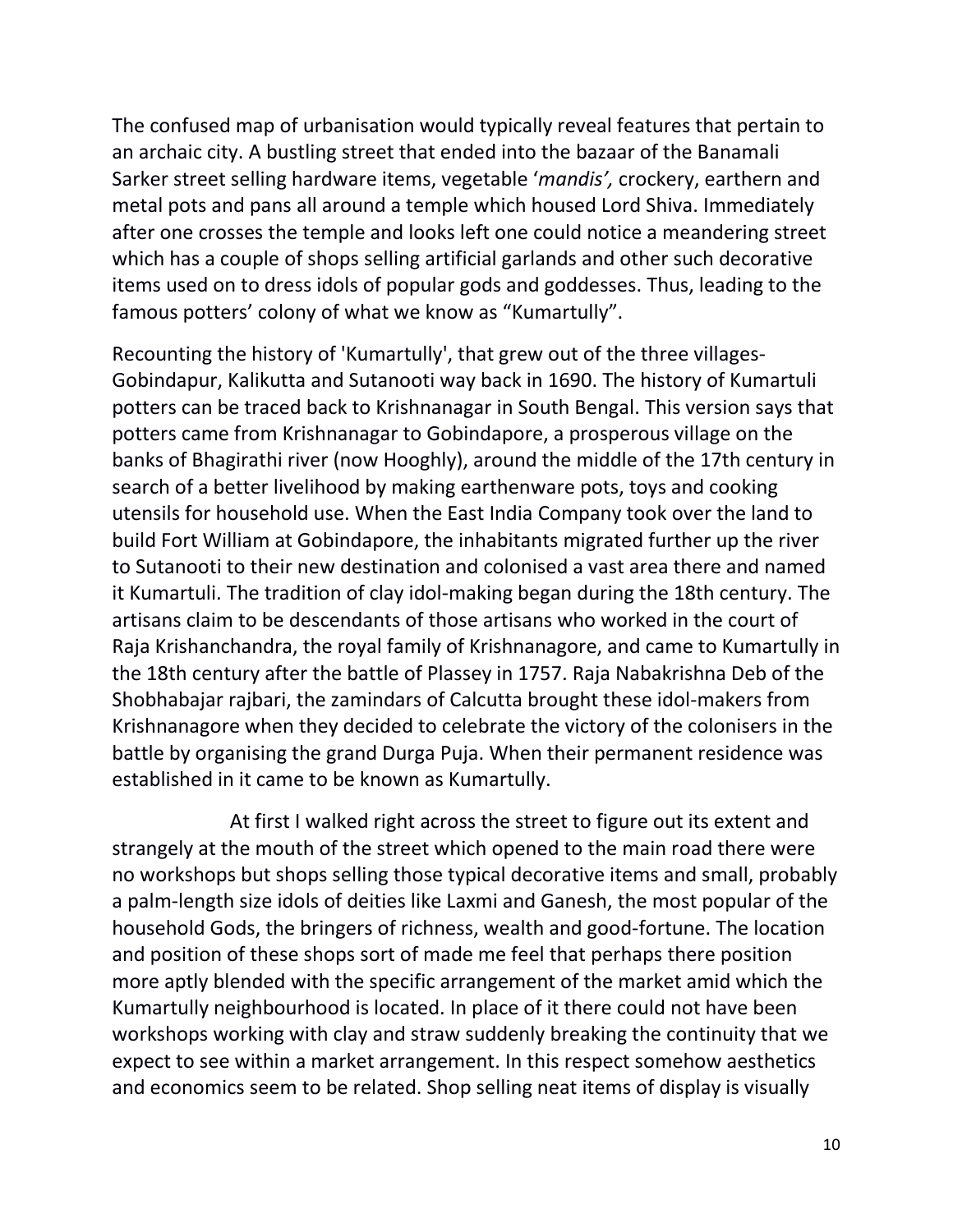The confused map of urbanisation would typically reveal features that pertain to an archaic city. A bustling street that ended into the bazaar of the Banamali Sarker street selling hardware items, vegetable '*mandis',* crockery, earthern and metal pots and pans all around a temple which housed Lord Shiva. Immediately after one crosses the temple and looks left one could notice a meandering street which has a couple of shops selling artificial garlands and other such decorative items used on to dress idols of popular gods and goddesses. Thus, leading to the famous potters' colony of what we know as "Kumartully".

Recounting the history of 'Kumartully', that grew out of the three villages- Gobindapur, Kalikutta and Sutanooti way back in 1690. The history of Kumartuli potters can be traced back to Krishnanagar in South Bengal. This version says that potters came from Krishnanagar to Gobindapore, a prosperous village on the banks of Bhagirathi river (now Hooghly), around the middle of the 17th century in search of a better livelihood by making earthenware pots, toys and cooking utensils for household use. When the East India Company took over the land to build Fort William at Gobindapore, the inhabitants migrated further up the river to Sutanooti to their new destination and colonised a vast area there and named it Kumartuli. The tradition of clay idol-making began during the 18th century. The artisans claim to be descendants of those artisans who worked in the court of Raja Krishanchandra, the royal family of Krishnanagore, and came to Kumartully in the 18th century after the battle of Plassey in 1757. Raja Nabakrishna Deb of the Shobhabajar rajbari, the zamindars of Calcutta brought these idol-makers from Krishnanagore when they decided to celebrate the victory of the colonisers in the battle by organising the grand Durga Puja. When their permanent residence was established in it came to be known as Kumartully.

At first I walked right across the street to figure out its extent and strangely at the mouth of the street which opened to the main road there were no workshops but shops selling those typical decorative items and small, probably a palm-length size idols of deities like Laxmi and Ganesh, the most popular of the household Gods, the bringers of richness, wealth and good-fortune. The location and position of these shops sort of made me feel that perhaps there position more aptly blended with the specific arrangement of the market amid which the Kumartully neighbourhood is located. In place of it there could not have been workshops working with clay and straw suddenly breaking the continuity that we expect to see within a market arrangement. In this respect somehow aesthetics and economics seem to be related. Shop selling neat items of display is visually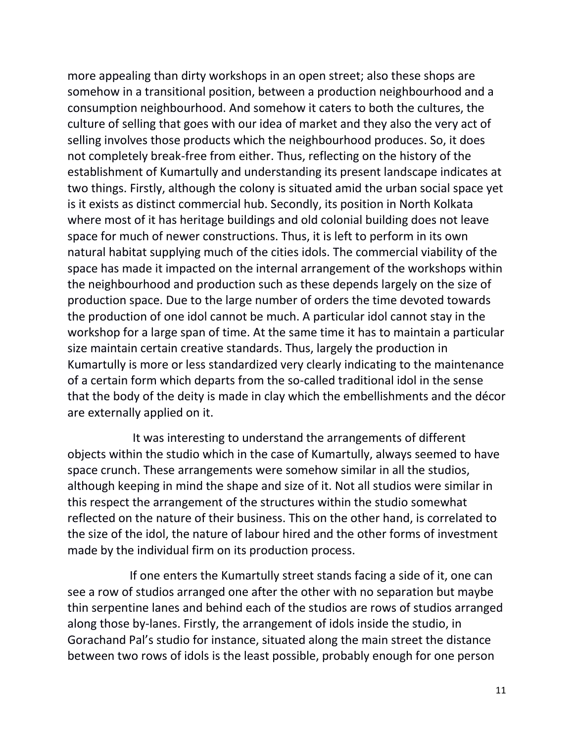more appealing than dirty workshops in an open street; also these shops are somehow in a transitional position, between a production neighbourhood and a consumption neighbourhood. And somehow it caters to both the cultures, the culture of selling that goes with our idea of market and they also the very act of selling involves those products which the neighbourhood produces. So, it does not completely break-free from either. Thus, reflecting on the history of the establishment of Kumartully and understanding its present landscape indicates at two things. Firstly, although the colony is situated amid the urban social space yet is it exists as distinct commercial hub. Secondly, its position in North Kolkata where most of it has heritage buildings and old colonial building does not leave space for much of newer constructions. Thus, it is left to perform in its own natural habitat supplying much of the cities idols. The commercial viability of the space has made it impacted on the internal arrangement of the workshops within the neighbourhood and production such as these depends largely on the size of production space. Due to the large number of orders the time devoted towards the production of one idol cannot be much. A particular idol cannot stay in the workshop for a large span of time. At the same time it has to maintain a particular size maintain certain creative standards. Thus, largely the production in Kumartully is more or less standardized very clearly indicating to the maintenance of a certain form which departs from the so-called traditional idol in the sense that the body of the deity is made in clay which the embellishments and the décor are externally applied on it.

It was interesting to understand the arrangements of different objects within the studio which in the case of Kumartully, always seemed to have space crunch. These arrangements were somehow similar in all the studios, although keeping in mind the shape and size of it. Not all studios were similar in this respect the arrangement of the structures within the studio somewhat reflected on the nature of their business. This on the other hand, is correlated to the size of the idol, the nature of labour hired and the other forms of investment made by the individual firm on its production process.

If one enters the Kumartully street stands facing a side of it, one can see a row of studios arranged one after the other with no separation but maybe thin serpentine lanes and behind each of the studios are rows of studios arranged along those by-lanes. Firstly, the arrangement of idols inside the studio, in Gorachand Pal's studio for instance, situated along the main street the distance between two rows of idols is the least possible, probably enough for one person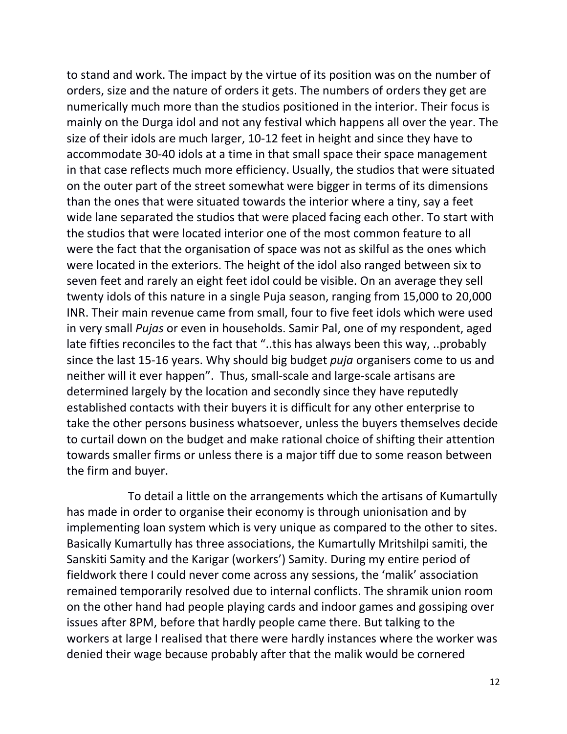to stand and work. The impact by the virtue of its position was on the number of orders, size and the nature of orders it gets. The numbers of orders they get are numerically much more than the studios positioned in the interior. Their focus is mainly on the Durga idol and not any festival which happens all over the year. The size of their idols are much larger, 10-12 feet in height and since they have to accommodate 30-40 idols at a time in that small space their space management in that case reflects much more efficiency. Usually, the studios that were situated on the outer part of the street somewhat were bigger in terms of its dimensions than the ones that were situated towards the interior where a tiny, say a feet wide lane separated the studios that were placed facing each other. To start with the studios that were located interior one of the most common feature to all were the fact that the organisation of space was not as skilful as the ones which were located in the exteriors. The height of the idol also ranged between six to seven feet and rarely an eight feet idol could be visible. On an average they sell twenty idols of this nature in a single Puja season, ranging from 15,000 to 20,000 INR. Their main revenue came from small, four to five feet idols which were used in very small *Pujas* or even in households. Samir Pal, one of my respondent, aged late fifties reconciles to the fact that "..this has always been this way, ..probably since the last 15-16 years. Why should big budget *puja* organisers come to us and neither will it ever happen". Thus, small-scale and large-scale artisans are determined largely by the location and secondly since they have reputedly established contacts with their buyers it is difficult for any other enterprise to take the other persons business whatsoever, unless the buyers themselves decide to curtail down on the budget and make rational choice of shifting their attention towards smaller firms or unless there is a major tiff due to some reason between the firm and buyer.

To detail a little on the arrangements which the artisans of Kumartully has made in order to organise their economy is through unionisation and by implementing loan system which is very unique as compared to the other to sites. Basically Kumartully has three associations, the Kumartully Mritshilpi samiti, the Sanskiti Samity and the Karigar (workers') Samity. During my entire period of fieldwork there I could never come across any sessions, the 'malik' association remained temporarily resolved due to internal conflicts. The shramik union room on the other hand had people playing cards and indoor games and gossiping over issues after 8PM, before that hardly people came there. But talking to the workers at large I realised that there were hardly instances where the worker was denied their wage because probably after that the malik would be cornered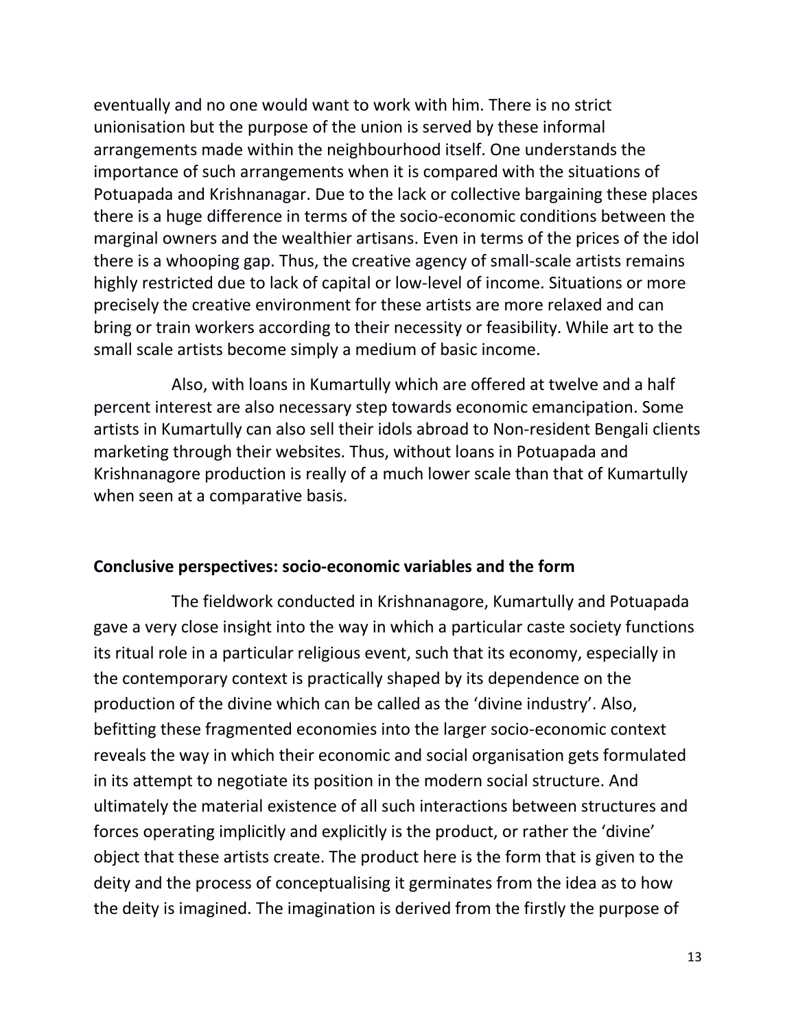eventually and no one would want to work with him. There is no strict unionisation but the purpose of the union is served by these informal arrangements made within the neighbourhood itself. One understands the importance of such arrangements when it is compared with the situations of Potuapada and Krishnanagar. Due to the lack or collective bargaining these places there is a huge difference in terms of the socio-economic conditions between the marginal owners and the wealthier artisans. Even in terms of the prices of the idol there is a whooping gap. Thus, the creative agency of small-scale artists remains highly restricted due to lack of capital or low-level of income. Situations or more precisely the creative environment for these artists are more relaxed and can bring or train workers according to their necessity or feasibility. While art to the small scale artists become simply a medium of basic income.

Also, with loans in Kumartully which are offered at twelve and a half percent interest are also necessary step towards economic emancipation. Some artists in Kumartully can also sell their idols abroad to Non-resident Bengali clients marketing through their websites. Thus, without loans in Potuapada and Krishnanagore production is really of a much lower scale than that of Kumartully when seen at a comparative basis.

**Conclusive perspectives: socio-economic variables and the form**

The fieldwork conducted in Krishnanagore, Kumartully and Potuapada gave a very close insight into the way in which a particular caste society functions its ritual role in a particular religious event, such that its economy, especially in the contemporary context is practically shaped by its dependence on the production of the divine which can be called as the 'divine industry'. Also, befitting these fragmented economies into the larger socio-economic context reveals the way in which their economic and social organisation gets formulated in its attempt to negotiate its position in the modern social structure. And ultimately the material existence of all such interactions between structures and forces operating implicitly and explicitly is the product, or rather the 'divine' object that these artists create. The product here is the form that is given to the deity and the process of conceptualising it germinates from the idea as to how the deity is imagined. The imagination is derived from the firstly the purpose of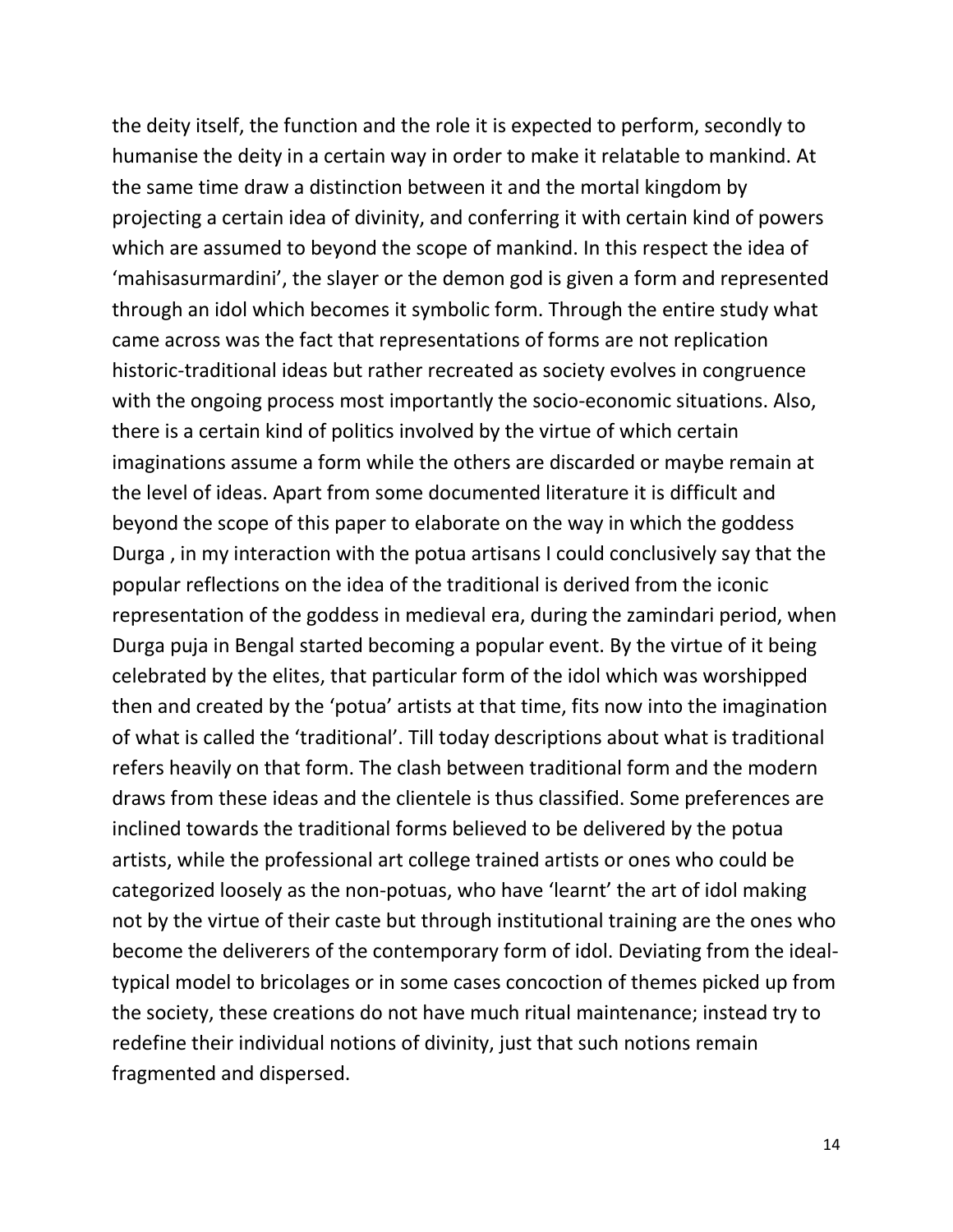the deity itself, the function and the role it is expected to perform, secondly to humanise the deity in a certain way in order to make it relatable to mankind. At the same time draw a distinction between it and the mortal kingdom by projecting a certain idea of divinity, and conferring it with certain kind of powers which are assumed to beyond the scope of mankind. In this respect the idea of 'mahisasurmardini', the slayer or the demon god is given a form and represented through an idol which becomes it symbolic form. Through the entire study what came across was the fact that representations of forms are not replication historic-traditional ideas but rather recreated as society evolves in congruence with the ongoing process most importantly the socio-economic situations. Also, there is a certain kind of politics involved by the virtue of which certain imaginations assume a form while the others are discarded or maybe remain at the level of ideas. Apart from some documented literature it is difficult and beyond the scope of this paper to elaborate on the way in which the goddess Durga , in my interaction with the potua artisans I could conclusively say that the popular reflections on the idea of the traditional is derived from the iconic representation of the goddess in medieval era, during the zamindari period, when Durga puja in Bengal started becoming a popular event. By the virtue of it being celebrated by the elites, that particular form of the idol which was worshipped then and created by the 'potua' artists at that time, fits now into the imagination of what is called the 'traditional'. Till today descriptions about what is traditional refers heavily on that form. The clash between traditional form and the modern draws from these ideas and the clientele is thus classified. Some preferences are inclined towards the traditional forms believed to be delivered by the potua artists, while the professional art college trained artists or ones who could be categorized loosely as the non-potuas, who have 'learnt' the art of idol making not by the virtue of their caste but through institutional training are the ones who become the deliverers of the contemporary form of idol. Deviating from the ideal-typical model to bricolages or in some cases concoction of themes picked up from the society, these creations do not have much ritual maintenance; instead try to redefine their individual notions of divinity, just that such notions remain fragmented and dispersed.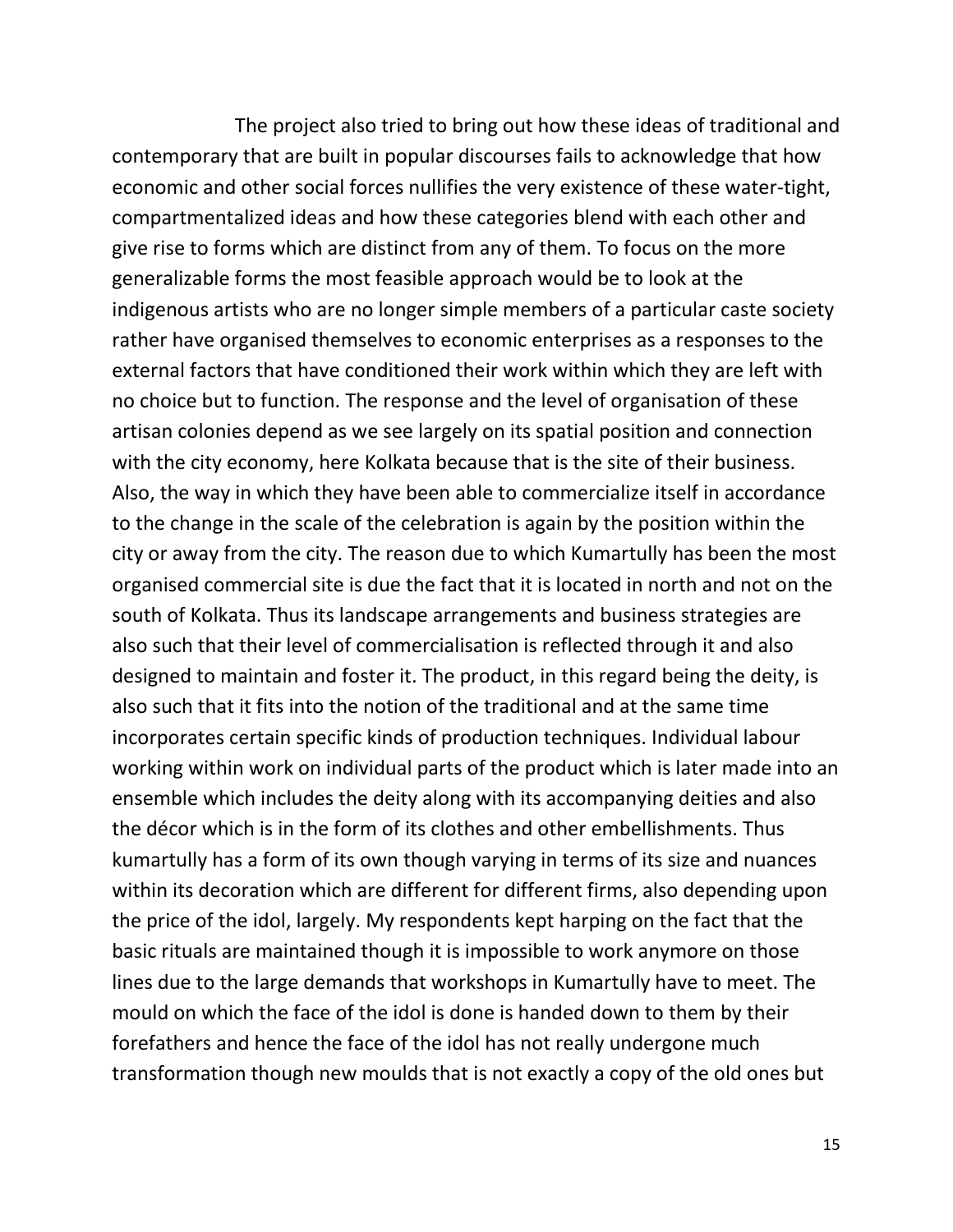The project also tried to bring out how these ideas of traditional and contemporary that are built in popular discourses fails to acknowledge that how economic and other social forces nullifies the very existence of these water-tight, compartmentalized ideas and how these categories blend with each other and give rise to forms which are distinct from any of them. To focus on the more generalizable forms the most feasible approach would be to look at the indigenous artists who are no longer simple members of a particular caste society rather have organised themselves to economic enterprises as a responses to the external factors that have conditioned their work within which they are left with no choice but to function. The response and the level of organisation of these artisan colonies depend as we see largely on its spatial position and connection with the city economy, here Kolkata because that is the site of their business. Also, the way in which they have been able to commercialize itself in accordance to the change in the scale of the celebration is again by the position within the city or away from the city. The reason due to which Kumartully has been the most organised commercial site is due the fact that it is located in north and not on the south of Kolkata. Thus its landscape arrangements and business strategies are also such that their level of commercialisation is reflected through it and also designed to maintain and foster it. The product, in this regard being the deity, is also such that it fits into the notion of the traditional and at the same time incorporates certain specific kinds of production techniques. Individual labour working within work on individual parts of the product which is later made into an ensemble which includes the deity along with its accompanying deities and also the décor which is in the form of its clothes and other embellishments. Thus kumartully has a form of its own though varying in terms of its size and nuances within its decoration which are different for different firms, also depending upon the price of the idol, largely. My respondents kept harping on the fact that the basic rituals are maintained though it is impossible to work anymore on those lines due to the large demands that workshops in Kumartully have to meet. The mould on which the face of the idol is done is handed down to them by their forefathers and hence the face of the idol has not really undergone much transformation though new moulds that is not exactly a copy of the old ones but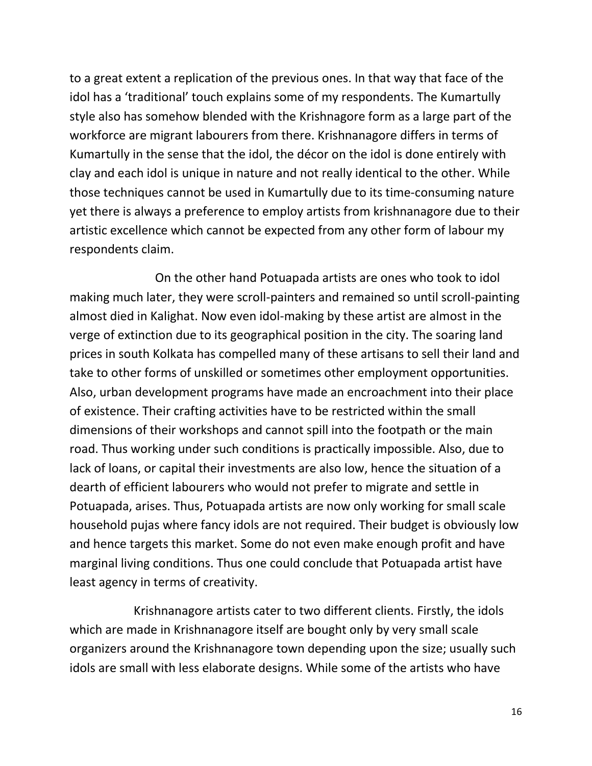to a great extent a replication of the previous ones. In that way that face of the idol has a 'traditional' touch explains some of my respondents. The Kumartully style also has somehow blended with the Krishnagore form as a large part of the workforce are migrant labourers from there. Krishnanagore differs in terms of Kumartully in the sense that the idol, the décor on the idol is done entirely with clay and each idol is unique in nature and not really identical to the other. While those techniques cannot be used in Kumartully due to its time-consuming nature yet there is always a preference to employ artists from krishnanagore due to their artistic excellence which cannot be expected from any other form of labour my respondents claim.

On the other hand Potuapada artists are ones who took to idol making much later, they were scroll-painters and remained so until scroll-painting almost died in Kalighat. Now even idol-making by these artist are almost in the verge of extinction due to its geographical position in the city. The soaring land prices in south Kolkata has compelled many of these artisans to sell their land and take to other forms of unskilled or sometimes other employment opportunities. Also, urban development programs have made an encroachment into their place of existence. Their crafting activities have to be restricted within the small dimensions of their workshops and cannot spill into the footpath or the main road. Thus working under such conditions is practically impossible. Also, due to lack of loans, or capital their investments are also low, hence the situation of a dearth of efficient labourers who would not prefer to migrate and settle in Potuapada, arises. Thus, Potuapada artists are now only working for small scale household pujas where fancy idols are not required. Their budget is obviously low and hence targets this market. Some do not even make enough profit and have marginal living conditions. Thus one could conclude that Potuapada artist have least agency in terms of creativity.

Krishnanagore artists cater to two different clients. Firstly, the idols which are made in Krishnanagore itself are bought only by very small scale organizers around the Krishnanagore town depending upon the size; usually such idols are small with less elaborate designs. While some of the artists who have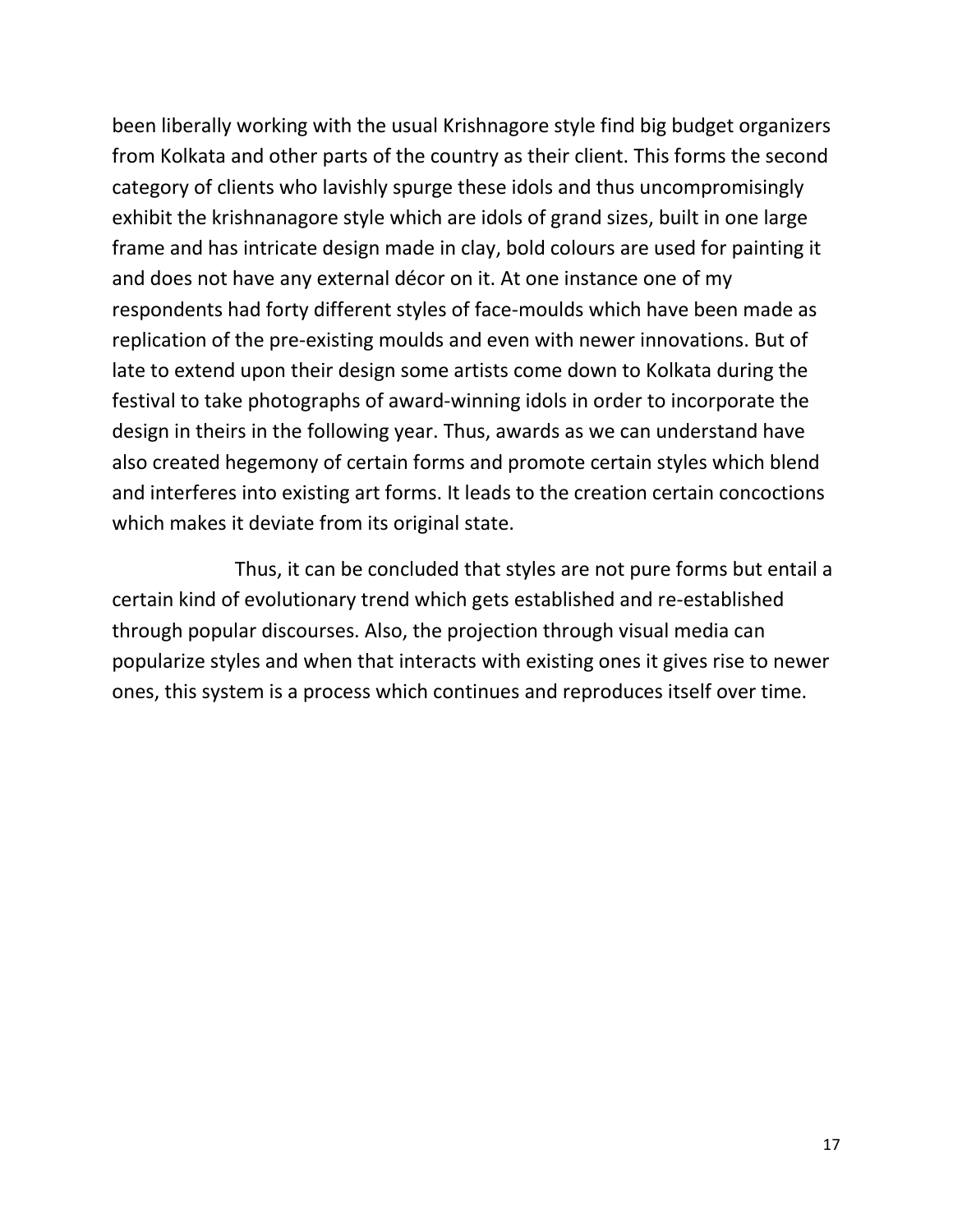been liberally working with the usual Krishnagore style find big budget organizers from Kolkata and other parts of the country as their client. This forms the second category of clients who lavishly spurge these idols and thus uncompromisingly exhibit the krishnanagore style which are idols of grand sizes, built in one large frame and has intricate design made in clay, bold colours are used for painting it and does not have any external décor on it. At one instance one of my respondents had forty different styles of face-moulds which have been made as replication of the pre-existing moulds and even with newer innovations. But of late to extend upon their design some artists come down to Kolkata during the festival to take photographs of award-winning idols in order to incorporate the design in theirs in the following year. Thus, awards as we can understand have also created hegemony of certain forms and promote certain styles which blend and interferes into existing art forms. It leads to the creation certain concoctions which makes it deviate from its original state.

Thus, it can be concluded that styles are not pure forms but entail a certain kind of evolutionary trend which gets established and re-established through popular discourses. Also, the projection through visual media can popularize styles and when that interacts with existing ones it gives rise to newer ones, this system is a process which continues and reproduces itself over time.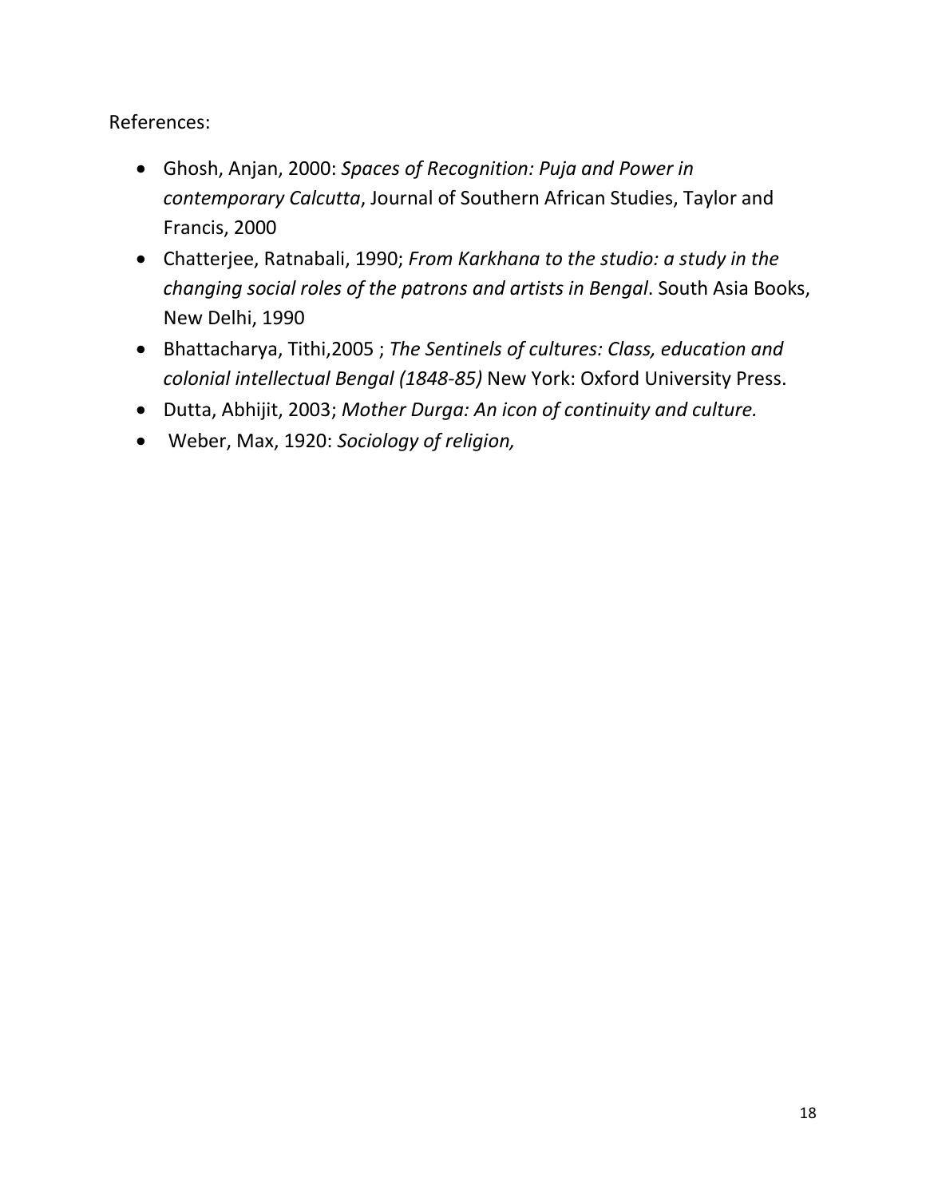References:

- Ghosh, Anjan, 2000: *Spaces of Recognition: Puja and Power in contemporary Calcutta*, Journal of Southern African Studies, Taylor and Francis, 2000
- Chatterjee, Ratnabali, 1990; *From Karkhana to the studio: a study in the changing social roles of the patrons and artists in Bengal*. South Asia Books, New Delhi, 1990
- Bhattacharya, Tithi,2005 ; *The Sentinels of cultures: Class, education and colonial intellectual Bengal (1848-85)* New York: Oxford University Press.
- Dutta, Abhijit, 2003; *Mother Durga: An icon of continuity and culture.*
- Weber, Max, 1920: *Sociology of religion,*